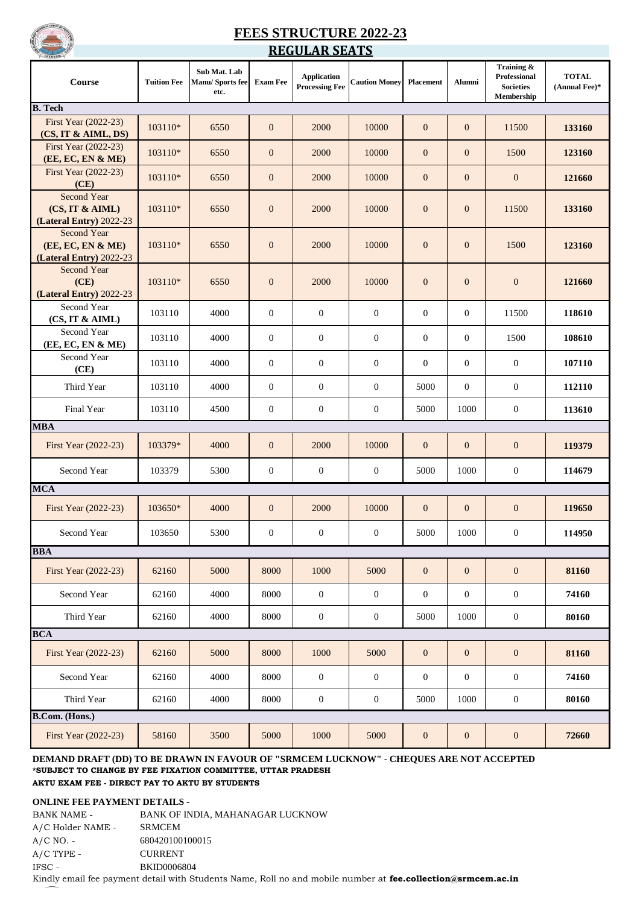# FEES STRUCTURE 2022-23

## REGULAR SEATS

| Course | Tuition Fee | Sub Mat. Lab Manu/ Sports fee etc. | Exam Fee | Application Processing Fee | Caution Money | Placement | Alumni | Training & Professional Societies Membership | TOTAL (Annual Fee)* |
|---|---|---|---|---|---|---|---|---|---|
| **B. Tech** | | | | | | | | | |
| First Year (2022-23) **(CS, IT & AIML, DS)** | 103110* | 6550 | 0 | 2000 | 10000 | 0 | 0 | 11500 | **133160** |
| First Year (2022-23) **(EE, EC, EN & ME)** | 103110* | 6550 | 0 | 2000 | 10000 | 0 | 0 | 1500 | **123160** |
| First Year (2022-23) **(CE)** | 103110* | 6550 | 0 | 2000 | 10000 | 0 | 0 | 0 | **121660** |
| Second Year **(CS, IT & AIML)** **(Lateral Entry)** 2022-23 | 103110* | 6550 | 0 | 2000 | 10000 | 0 | 0 | 11500 | **133160** |
| Second Year **(EE, EC, EN & ME)** **(Lateral Entry)** 2022-23 | 103110* | 6550 | 0 | 2000 | 10000 | 0 | 0 | 1500 | **123160** |
| Second Year **(CE)** **(Lateral Entry)** 2022-23 | 103110* | 6550 | 0 | 2000 | 10000 | 0 | 0 | 0 | **121660** |
| Second Year **(CS, IT & AIML)** | 103110 | 4000 | 0 | 0 | 0 | 0 | 0 | 11500 | **118610** |
| Second Year **(EE, EC, EN & ME)** | 103110 | 4000 | 0 | 0 | 0 | 0 | 0 | 1500 | **108610** |
| Second Year **(CE)** | 103110 | 4000 | 0 | 0 | 0 | 0 | 0 | 0 | **107110** |
| Third Year | 103110 | 4000 | 0 | 0 | 0 | 5000 | 0 | 0 | **112110** |
| Final Year | 103110 | 4500 | 0 | 0 | 0 | 5000 | 1000 | 0 | **113610** |
| **MBA** | | | | | | | | | |
| First Year (2022-23) | 103379* | 4000 | 0 | 2000 | 10000 | 0 | 0 | 0 | **119379** |
| Second Year | 103379 | 5300 | 0 | 0 | 0 | 5000 | 1000 | 0 | **114679** |
| **MCA** | | | | | | | | | |
| First Year (2022-23) | 103650* | 4000 | 0 | 2000 | 10000 | 0 | 0 | 0 | **119650** |
| Second Year | 103650 | 5300 | 0 | 0 | 0 | 5000 | 1000 | 0 | **114950** |
| **BBA** | | | | | | | | | |
| First Year (2022-23) | 62160 | 5000 | 8000 | 1000 | 5000 | 0 | 0 | 0 | **81160** |
| Second Year | 62160 | 4000 | 8000 | 0 | 0 | 0 | 0 | 0 | **74160** |
| Third Year | 62160 | 4000 | 8000 | 0 | 0 | 5000 | 1000 | 0 | **80160** |
| **BCA** | | | | | | | | | |
| First Year (2022-23) | 62160 | 5000 | 8000 | 1000 | 5000 | 0 | 0 | 0 | **81160** |
| Second Year | 62160 | 4000 | 8000 | 0 | 0 | 0 | 0 | 0 | **74160** |
| Third Year | 62160 | 4000 | 8000 | 0 | 0 | 5000 | 1000 | 0 | **80160** |
| **B.Com. (Hons.)** | | | | | | | | | |
| First Year (2022-23) | 58160 | 3500 | 5000 | 1000 | 5000 | 0 | 0 | 0 | **72660** |

**DEMAND DRAFT (DD) TO BE DRAWN IN FAVOUR OF "SRMCEM LUCKNOW" - CHEQUES ARE NOT ACCEPTED**
***SUBJECT TO CHANGE BY FEE FIXATION COMMITTEE, UTTAR PRADESH**
**AKTU EXAM FEE - DIRECT PAY TO AKTU BY STUDENTS**

**ONLINE FEE PAYMENT DETAILS -**

BANK NAME - BANK OF INDIA, MAHANAGAR LUCKNOW
A/C Holder NAME - SRMCEM
A/C NO. - 680420100100015
A/C TYPE - CURRENT
IFSC - BKID0006804

Kindly email fee payment detail with Students Name, Roll no and mobile number at **fee.collection@srmcem.ac.in**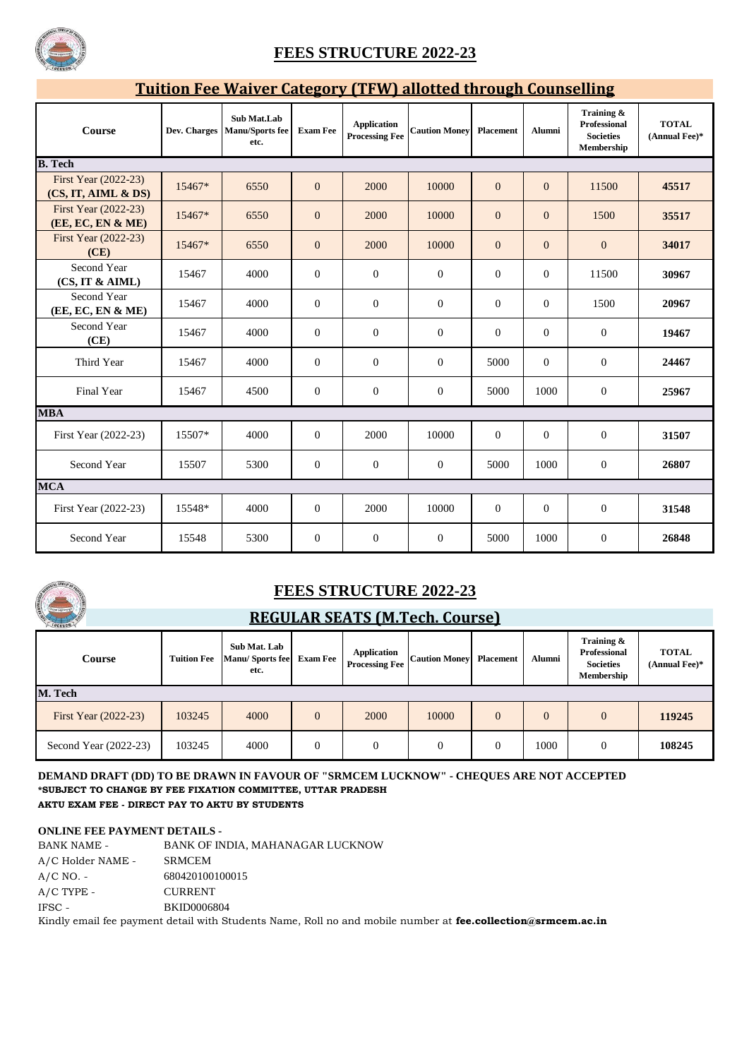# FEES STRUCTURE 2022-23

## Tuition Fee Waiver Category (TFW) allotted through Counselling

| Course | Dev. Charges | Sub Mat.Lab Manu/Sports fee etc. | Exam Fee | Application Processing Fee | Caution Money | Placement | Alumni | Training & Professional Societies Membership | TOTAL (Annual Fee)* |
|---|---|---|---|---|---|---|---|---|---|
| **B. Tech** | | | | | | | | | |
| First Year (2022-23) **(CS, IT, AIML & DS)** | 15467* | 6550 | 0 | 2000 | 10000 | 0 | 0 | 11500 | **45517** |
| First Year (2022-23) **(EE, EC, EN & ME)** | 15467* | 6550 | 0 | 2000 | 10000 | 0 | 0 | 1500 | **35517** |
| First Year (2022-23) **(CE)** | 15467* | 6550 | 0 | 2000 | 10000 | 0 | 0 | 0 | **34017** |
| Second Year **(CS, IT & AIML)** | 15467 | 4000 | 0 | 0 | 0 | 0 | 0 | 11500 | **30967** |
| Second Year **(EE, EC, EN & ME)** | 15467 | 4000 | 0 | 0 | 0 | 0 | 0 | 1500 | **20967** |
| Second Year **(CE)** | 15467 | 4000 | 0 | 0 | 0 | 0 | 0 | 0 | **19467** |
| Third Year | 15467 | 4000 | 0 | 0 | 0 | 5000 | 0 | 0 | **24467** |
| Final Year | 15467 | 4500 | 0 | 0 | 0 | 5000 | 1000 | 0 | **25967** |
| **MBA** | | | | | | | | | |
| First Year (2022-23) | 15507* | 4000 | 0 | 2000 | 10000 | 0 | 0 | 0 | **31507** |
| Second Year | 15507 | 5300 | 0 | 0 | 0 | 5000 | 1000 | 0 | **26807** |
| **MCA** | | | | | | | | | |
| First Year (2022-23) | 15548* | 4000 | 0 | 2000 | 10000 | 0 | 0 | 0 | **31548** |
| Second Year | 15548 | 5300 | 0 | 0 | 0 | 5000 | 1000 | 0 | **26848** |

# FEES STRUCTURE 2022-23

## REGULAR SEATS (M.Tech. Course)

| Course | Tuition Fee | Sub Mat. Lab Manu/ Sports fee etc. | Exam Fee | Application Processing Fee | Caution Money | Placement | Alumni | Training & Professional Societies Membership | TOTAL (Annual Fee)* |
|---|---|---|---|---|---|---|---|---|---|
| **M. Tech** | | | | | | | | | |
| First Year (2022-23) | 103245 | 4000 | 0 | 2000 | 10000 | 0 | 0 | 0 | **119245** |
| Second Year (2022-23) | 103245 | 4000 | 0 | 0 | 0 | 0 | 1000 | 0 | **108245** |

**DEMAND DRAFT (DD) TO BE DRAWN IN FAVOUR OF "SRMCEM LUCKNOW" - CHEQUES ARE NOT ACCEPTED**
**\*SUBJECT TO CHANGE BY FEE FIXATION COMMITTEE, UTTAR PRADESH**
**AKTU EXAM FEE - DIRECT PAY TO AKTU BY STUDENTS**

**ONLINE FEE PAYMENT DETAILS -**

BANK NAME - BANK OF INDIA, MAHANAGAR LUCKNOW
A/C Holder NAME - SRMCEM
A/C NO. - 680420100100015
A/C TYPE - CURRENT
IFSC - BKID0006804

Kindly email fee payment detail with Students Name, Roll no and mobile number at **fee.collection@srmcem.ac.in**